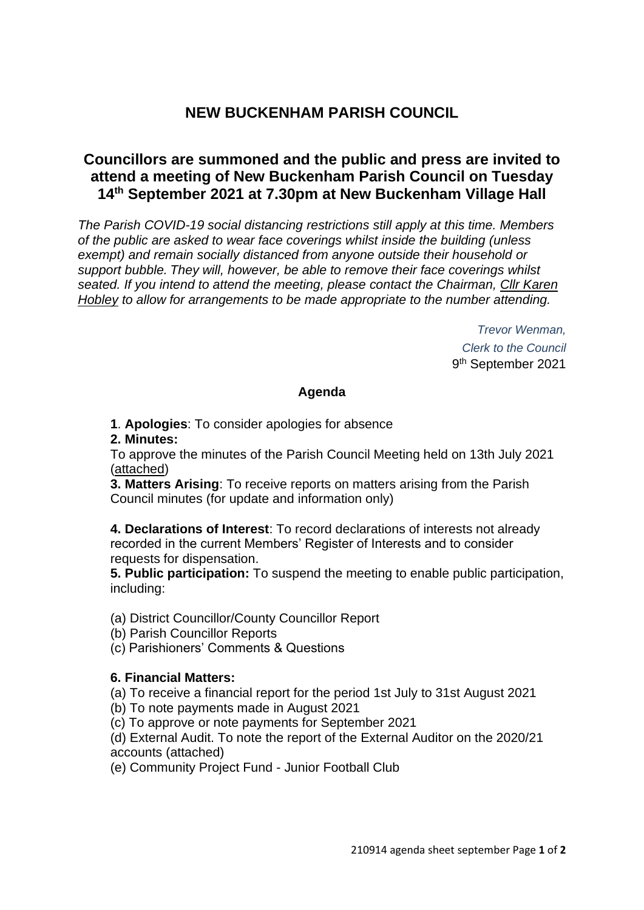# NEW BUCKENHAM PARISH COUNCIL

## Councillors are summoned and the public and press are invited to attend a meeting of New Buckenham Parish Council on Tuesday 14th September 2021 at 7.30pm at New Buckenham Village Hall

*The Parish COVID-19 social distancing restrictions still apply at this time. Members of the public are asked to wear face coverings whilst inside the building (unless exempt) and remain socially distanced from anyone outside their household or support bubble. They will, however, be able to remove their face coverings whilst seated. If you intend to attend the meeting, please contact the Chairman, Cllr Karen Hobley to allow for arrangements to be made appropriate to the number attending.*

*Trevor Wenman,*
*Clerk to the Council*
9th September 2021

### Agenda

**1**. **Apologies**: To consider apologies for absence

**2. Minutes:**
To approve the minutes of the Parish Council Meeting held on 13th July 2021 (attached)

**3. Matters Arising**: To receive reports on matters arising from the Parish Council minutes (for update and information only)

**4. Declarations of Interest**: To record declarations of interests not already recorded in the current Members' Register of Interests and to consider requests for dispensation.

**5. Public participation:** To suspend the meeting to enable public participation, including:

(a) District Councillor/County Councillor Report
(b) Parish Councillor Reports
(c) Parishioners' Comments & Questions

**6. Financial Matters:**

(a) To receive a financial report for the period 1st July to 31st August 2021
(b) To note payments made in August 2021
(c) To approve or note payments for September 2021
(d) External Audit. To note the report of the External Auditor on the 2020/21 accounts (attached)
(e) Community Project Fund - Junior Football Club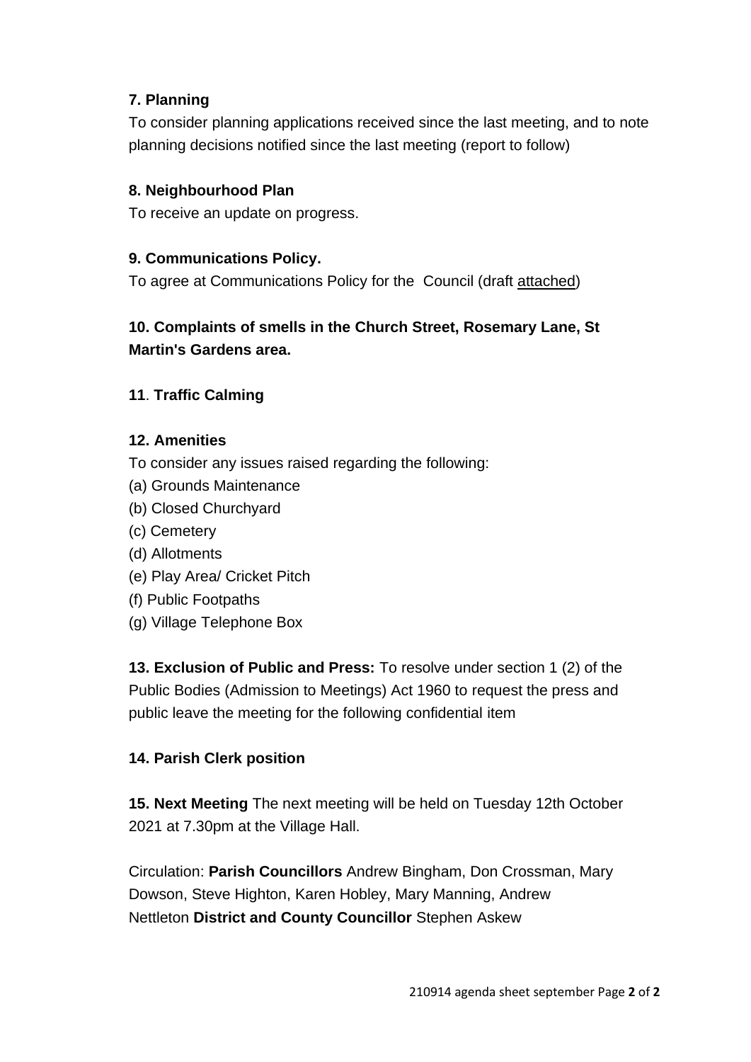**7. Planning**

To consider planning applications received since the last meeting, and to note planning decisions notified since the last meeting (report to follow)

**8. Neighbourhood Plan**

To receive an update on progress.

**9. Communications Policy.**

To agree at Communications Policy for the Council (draft attached)

**10. Complaints of smells in the Church Street, Rosemary Lane, St Martin's Gardens area.**

**11**. **Traffic Calming**

**12. Amenities**

To consider any issues raised regarding the following:

(a) Grounds Maintenance
(b) Closed Churchyard
(c) Cemetery
(d) Allotments
(e) Play Area/ Cricket Pitch
(f) Public Footpaths
(g) Village Telephone Box

**13. Exclusion of Public and Press:** To resolve under section 1 (2) of the Public Bodies (Admission to Meetings) Act 1960 to request the press and public leave the meeting for the following confidential item

**14. Parish Clerk position**

**15. Next Meeting** The next meeting will be held on Tuesday 12th October 2021 at 7.30pm at the Village Hall.

Circulation: **Parish Councillors** Andrew Bingham, Don Crossman, Mary Dowson, Steve Highton, Karen Hobley, Mary Manning, Andrew Nettleton **District and County Councillor** Stephen Askew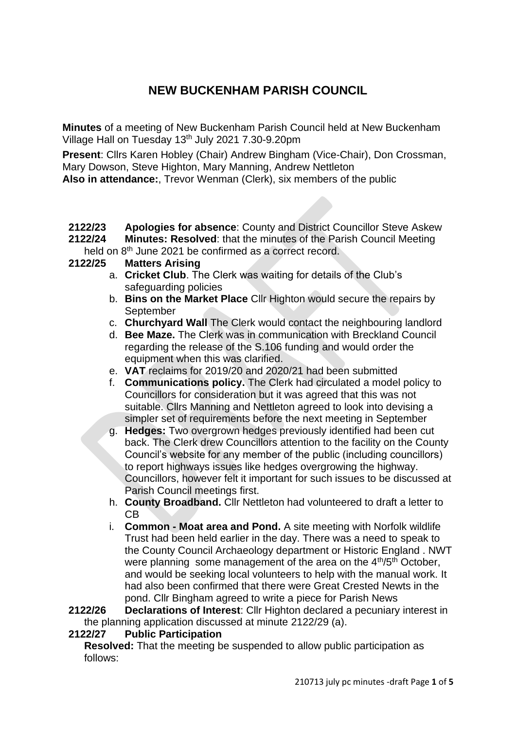# NEW BUCKENHAM PARISH COUNCIL

**Minutes** of a meeting of New Buckenham Parish Council held at New Buckenham Village Hall on Tuesday 13th July 2021 7.30-9.20pm

**Present**: Cllrs Karen Hobley (Chair) Andrew Bingham (Vice-Chair), Don Crossman, Mary Dowson, Steve Highton, Mary Manning, Andrew Nettleton
**Also in attendance:**, Trevor Wenman (Clerk), six members of the public

**2122/23 Apologies for absence**: County and District Councillor Steve Askew

**2122/24 Minutes: Resolved**: that the minutes of the Parish Council Meeting held on 8th June 2021 be confirmed as a correct record.

**2122/25 Matters Arising**

a. **Cricket Club**. The Clerk was waiting for details of the Club's safeguarding policies
b. **Bins on the Market Place** Cllr Highton would secure the repairs by September
c. **Churchyard Wall** The Clerk would contact the neighbouring landlord
d. **Bee Maze.** The Clerk was in communication with Breckland Council regarding the release of the S.106 funding and would order the equipment when this was clarified.
e. **VAT** reclaims for 2019/20 and 2020/21 had been submitted
f. **Communications policy.** The Clerk had circulated a model policy to Councillors for consideration but it was agreed that this was not suitable. Cllrs Manning and Nettleton agreed to look into devising a simpler set of requirements before the next meeting in September
g. **Hedges:** Two overgrown hedges previously identified had been cut back. The Clerk drew Councillors attention to the facility on the County Council's website for any member of the public (including councillors) to report highways issues like hedges overgrowing the highway. Councillors, however felt it important for such issues to be discussed at Parish Council meetings first.
h. **County Broadband.** Cllr Nettleton had volunteered to draft a letter to CB
i. **Common - Moat area and Pond.** A site meeting with Norfolk wildlife Trust had been held earlier in the day. There was a need to speak to the County Council Archaeology department or Historic England . NWT were planning some management of the area on the 4th/5th October, and would be seeking local volunteers to help with the manual work. It had also been confirmed that there were Great Crested Newts in the pond. Cllr Bingham agreed to write a piece for Parish News

**2122/26 Declarations of Interest**: Cllr Highton declared a pecuniary interest in the planning application discussed at minute 2122/29 (a).

**2122/27 Public Participation**

**Resolved:** That the meeting be suspended to allow public participation as follows: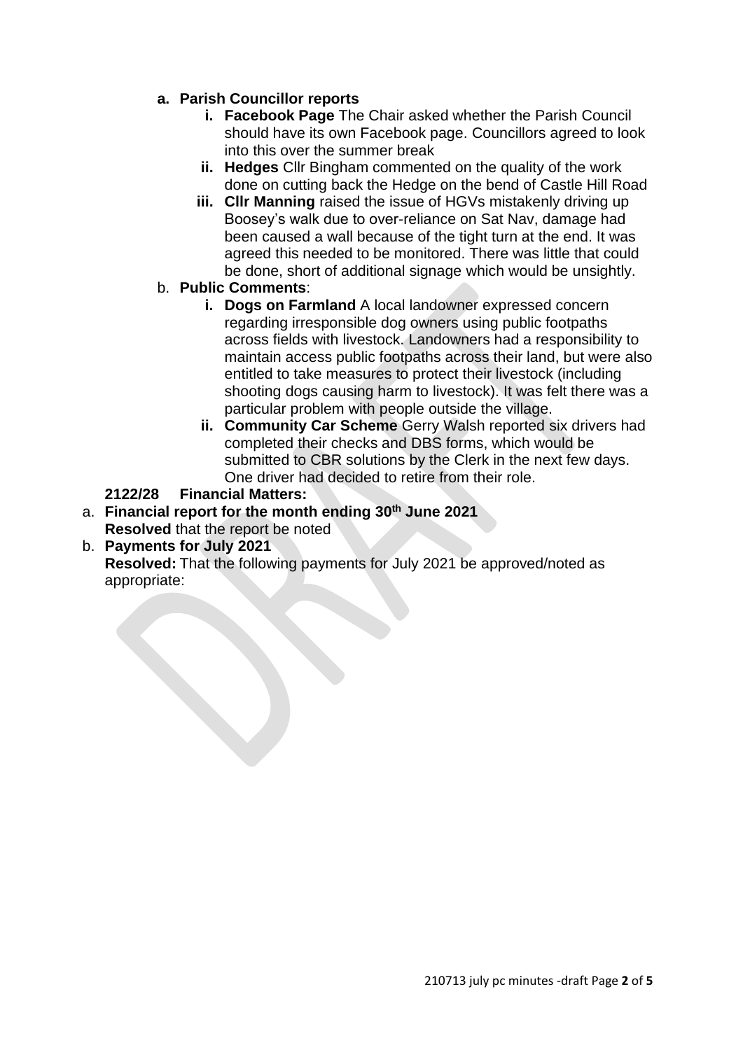- **a. Parish Councillor reports**
  - **i. Facebook Page** The Chair asked whether the Parish Council should have its own Facebook page. Councillors agreed to look into this over the summer break
  - **ii. Hedges** Cllr Bingham commented on the quality of the work done on cutting back the Hedge on the bend of Castle Hill Road
  - **iii. Cllr Manning** raised the issue of HGVs mistakenly driving up Boosey's walk due to over-reliance on Sat Nav, damage had been caused a wall because of the tight turn at the end. It was agreed this needed to be monitored. There was little that could be done, short of additional signage which would be unsightly.
- b. **Public Comments**:
  - **i. Dogs on Farmland** A local landowner expressed concern regarding irresponsible dog owners using public footpaths across fields with livestock. Landowners had a responsibility to maintain access public footpaths across their land, but were also entitled to take measures to protect their livestock (including shooting dogs causing harm to livestock). It was felt there was a particular problem with people outside the village.
  - **ii. Community Car Scheme** Gerry Walsh reported six drivers had completed their checks and DBS forms, which would be submitted to CBR solutions by the Clerk in the next few days. One driver had decided to retire from their role.

**2122/28 Financial Matters:**

a. **Financial report for the month ending 30th June 2021**
**Resolved** that the report be noted

b. **Payments for July 2021**
**Resolved:** That the following payments for July 2021 be approved/noted as appropriate: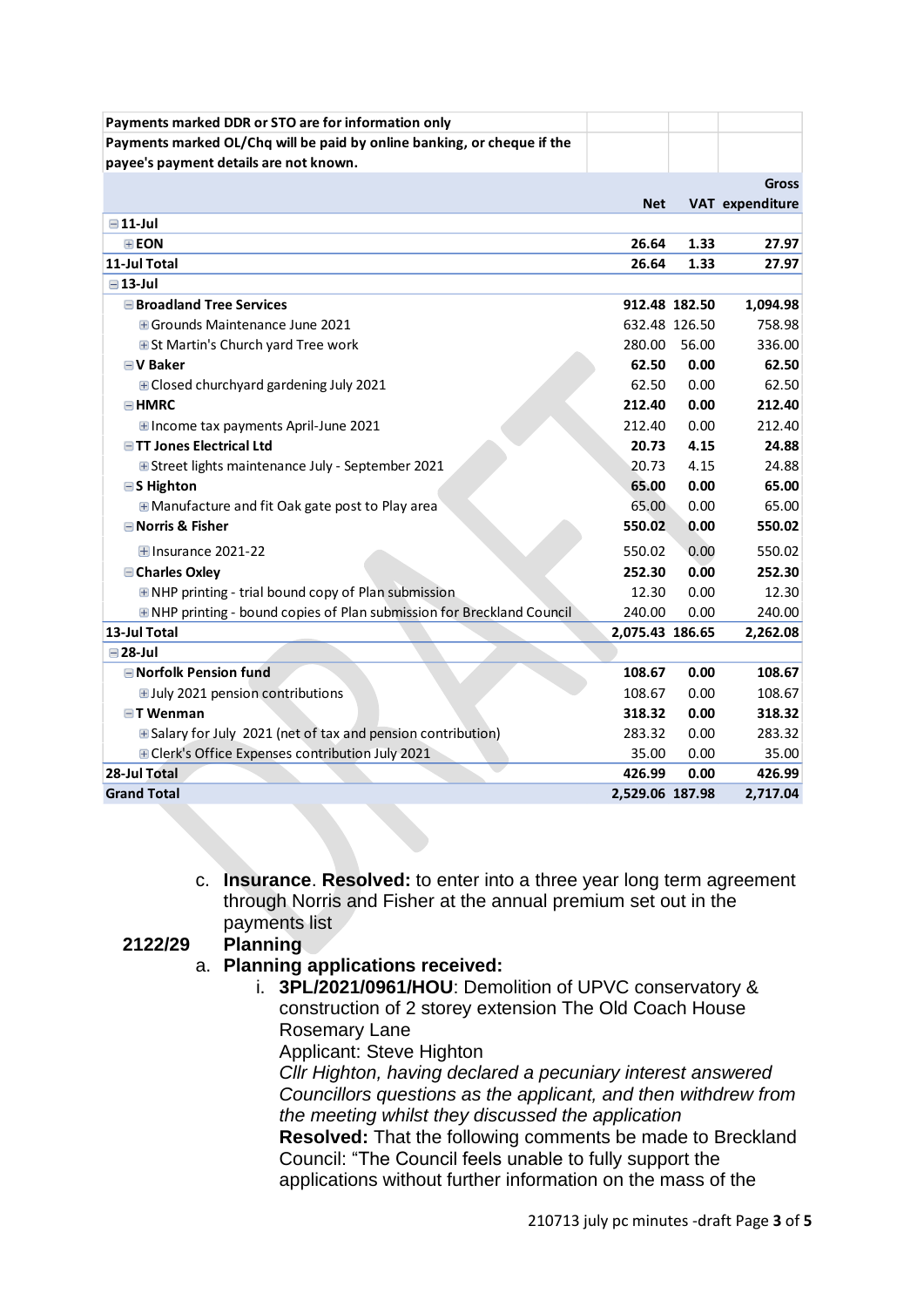| Payments marked DDR or STO are for information only | | | |
|---|---|---|---|
| Payments marked OL/Chq will be paid by online banking, or cheque if the payee's payment details are not known. | | | |
| | **Net** | **VAT** | **Gross expenditure** |
| **11-Jul** | | | |
| **EON** | **26.64** | **1.33** | **27.97** |
| **11-Jul Total** | **26.64** | **1.33** | **27.97** |
| **13-Jul** | | | |
| **Broadland Tree Services** | **912.48** | **182.50** | **1,094.98** |
| Grounds Maintenance June 2021 | 632.48 | 126.50 | 758.98 |
| St Martin's Church yard Tree work | 280.00 | 56.00 | 336.00 |
| **V Baker** | **62.50** | **0.00** | **62.50** |
| Closed churchyard gardening July 2021 | 62.50 | 0.00 | 62.50 |
| **HMRC** | **212.40** | **0.00** | **212.40** |
| Income tax payments April-June 2021 | 212.40 | 0.00 | 212.40 |
| **TT Jones Electrical Ltd** | **20.73** | **4.15** | **24.88** |
| Street lights maintenance July - September 2021 | 20.73 | 4.15 | 24.88 |
| **S Highton** | **65.00** | **0.00** | **65.00** |
| Manufacture and fit Oak gate post to Play area | 65.00 | 0.00 | 65.00 |
| **Norris & Fisher** | **550.02** | **0.00** | **550.02** |
| Insurance 2021-22 | 550.02 | 0.00 | 550.02 |
| **Charles Oxley** | **252.30** | **0.00** | **252.30** |
| NHP printing - trial bound copy of Plan submission | 12.30 | 0.00 | 12.30 |
| NHP printing - bound copies of Plan submission for Breckland Council | 240.00 | 0.00 | 240.00 |
| **13-Jul Total** | **2,075.43** | **186.65** | **2,262.08** |
| **28-Jul** | | | |
| **Norfolk Pension fund** | **108.67** | **0.00** | **108.67** |
| July 2021 pension contributions | 108.67 | 0.00 | 108.67 |
| **T Wenman** | **318.32** | **0.00** | **318.32** |
| Salary for July 2021 (net of tax and pension contribution) | 283.32 | 0.00 | 283.32 |
| Clerk's Office Expenses contribution July 2021 | 35.00 | 0.00 | 35.00 |
| **28-Jul Total** | **426.99** | **0.00** | **426.99** |
| **Grand Total** | **2,529.06** | **187.98** | **2,717.04** |

c. **Insurance**. **Resolved:** to enter into a three year long term agreement through Norris and Fisher at the annual premium set out in the payments list

**2122/29 Planning**

a. **Planning applications received:**

i. **3PL/2021/0961/HOU**: Demolition of UPVC conservatory & construction of 2 storey extension The Old Coach House Rosemary Lane
Applicant: Steve Highton
*Cllr Highton, having declared a pecuniary interest answered Councillors questions as the applicant, and then withdrew from the meeting whilst they discussed the application*
**Resolved:** That the following comments be made to Breckland Council: "The Council feels unable to fully support the applications without further information on the mass of the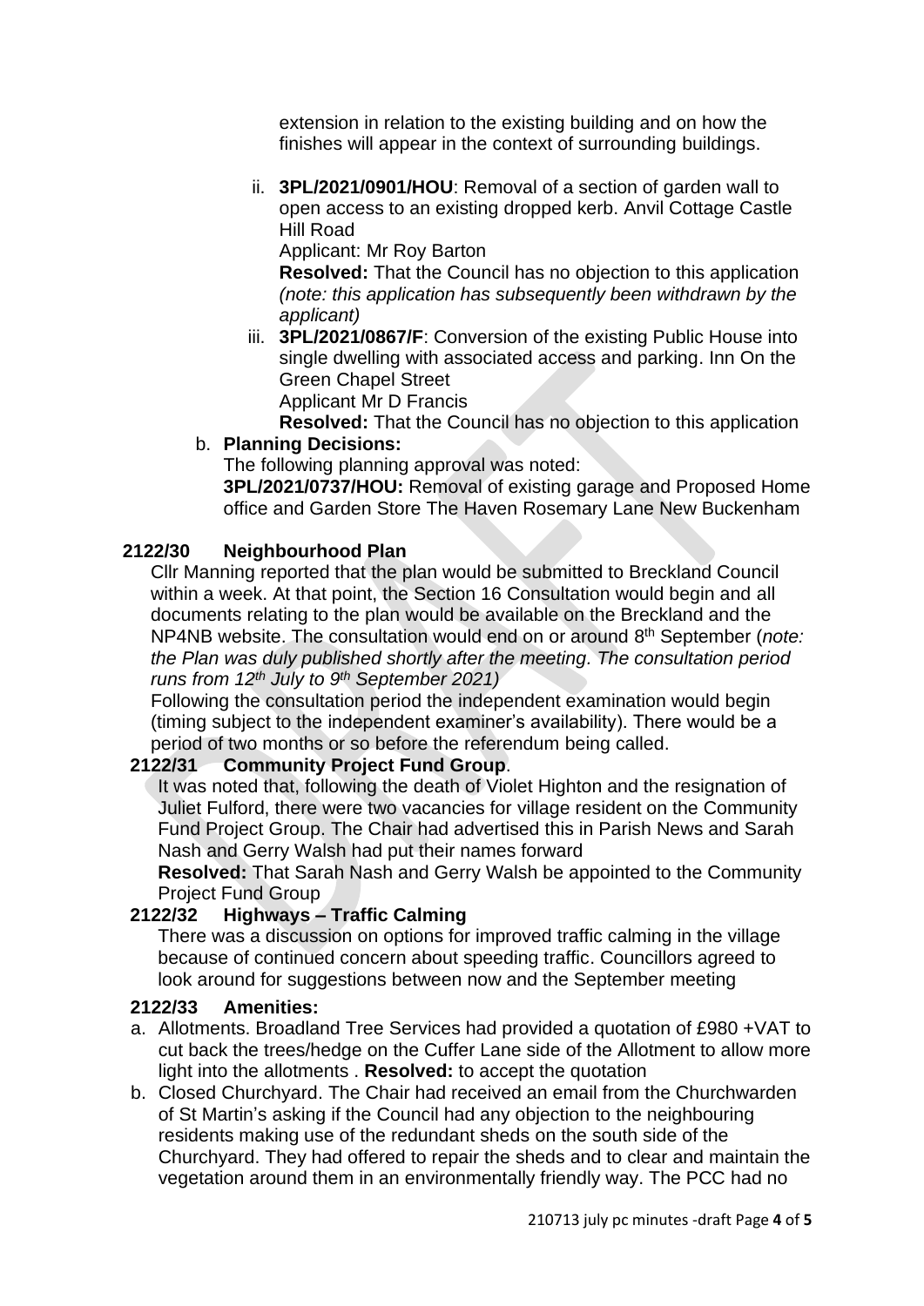extension in relation to the existing building and on how the finishes will appear in the context of surrounding buildings.

ii. **3PL/2021/0901/HOU**: Removal of a section of garden wall to open access to an existing dropped kerb. Anvil Cottage Castle Hill Road
Applicant: Mr Roy Barton
**Resolved:** That the Council has no objection to this application *(note: this application has subsequently been withdrawn by the applicant)*

iii. **3PL/2021/0867/F**: Conversion of the existing Public House into single dwelling with associated access and parking. Inn On the Green Chapel Street
Applicant Mr D Francis
**Resolved:** That the Council has no objection to this application

b. **Planning Decisions:**
The following planning approval was noted:
**3PL/2021/0737/HOU:** Removal of existing garage and Proposed Home office and Garden Store The Haven Rosemary Lane New Buckenham

**2122/30 Neighbourhood Plan**

Cllr Manning reported that the plan would be submitted to Breckland Council within a week. At that point, the Section 16 Consultation would begin and all documents relating to the plan would be available on the Breckland and the NP4NB website. The consultation would end on or around 8th September (*note: the Plan was duly published shortly after the meeting. The consultation period runs from 12th July to 9th September 2021)*

Following the consultation period the independent examination would begin (timing subject to the independent examiner's availability). There would be a period of two months or so before the referendum being called.

**2122/31 Community Project Fund Group**.

It was noted that, following the death of Violet Highton and the resignation of Juliet Fulford, there were two vacancies for village resident on the Community Fund Project Group. The Chair had advertised this in Parish News and Sarah Nash and Gerry Walsh had put their names forward

**Resolved:** That Sarah Nash and Gerry Walsh be appointed to the Community Project Fund Group

**2122/32 Highways – Traffic Calming**

There was a discussion on options for improved traffic calming in the village because of continued concern about speeding traffic. Councillors agreed to look around for suggestions between now and the September meeting

**2122/33 Amenities:**

a. Allotments. Broadland Tree Services had provided a quotation of £980 +VAT to cut back the trees/hedge on the Cuffer Lane side of the Allotment to allow more light into the allotments . **Resolved:** to accept the quotation

b. Closed Churchyard. The Chair had received an email from the Churchwarden of St Martin's asking if the Council had any objection to the neighbouring residents making use of the redundant sheds on the south side of the Churchyard. They had offered to repair the sheds and to clear and maintain the vegetation around them in an environmentally friendly way. The PCC had no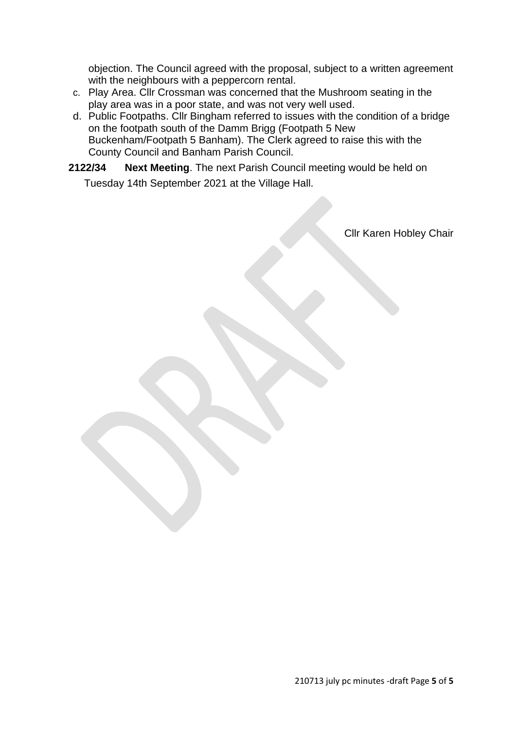objection. The Council agreed with the proposal, subject to a written agreement with the neighbours with a peppercorn rental.

c. Play Area. Cllr Crossman was concerned that the Mushroom seating in the play area was in a poor state, and was not very well used.
d. Public Footpaths. Cllr Bingham referred to issues with the condition of a bridge on the footpath south of the Damm Brigg (Footpath 5 New Buckenham/Footpath 5 Banham). The Clerk agreed to raise this with the County Council and Banham Parish Council.

**2122/34** **Next Meeting**. The next Parish Council meeting would be held on Tuesday 14th September 2021 at the Village Hall.

Cllr Karen Hobley Chair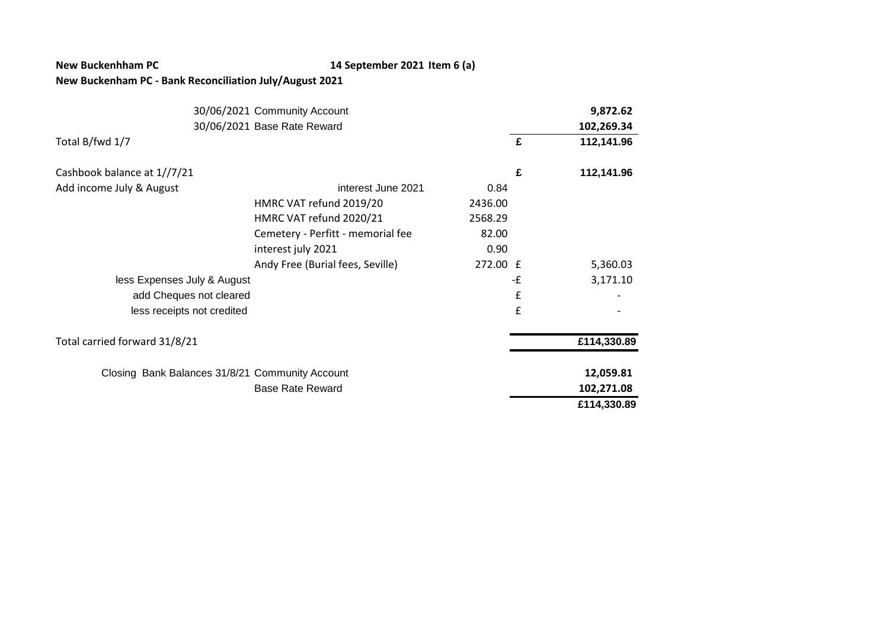**New Buckenhham PC** **14 September 2021 Item 6 (a)**

**New Buckenham PC - Bank Reconciliation July/August 2021**

| | | | | |
|---|---|---|---|---|
| | 30/06/2021 Community Account | | | **9,872.62** |
| | 30/06/2021 Base Rate Reward | | | **102,269.34** |
| Total B/fwd 1/7 | | | **£** | **112,141.96** |
| | | | | |
| Cashbook balance at 1//7/21 | | | **£** | **112,141.96** |
| Add income July & August | interest June 2021 | 0.84 | | |
| | HMRC VAT refund 2019/20 | 2436.00 | | |
| | HMRC VAT refund 2020/21 | 2568.29 | | |
| | Cemetery - Perfitt - memorial fee | 82.00 | | |
| | interest july 2021 | 0.90 | | |
| | Andy Free (Burial fees, Seville) | 272.00 | £ | 5,360.03 |
| less Expenses July & August | | | -£ | 3,171.10 |
| add Cheques not cleared | | | £ | - |
| less receipts not credited | | | £ | - |
| | | | | |
| Total carried forward 31/8/21 | | | | **£114,330.89** |
| | | | | |
| Closing Bank Balances 31/8/21 | Community Account | | | **12,059.81** |
| | Base Rate Reward | | | **102,271.08** |
| | | | | **£114,330.89** |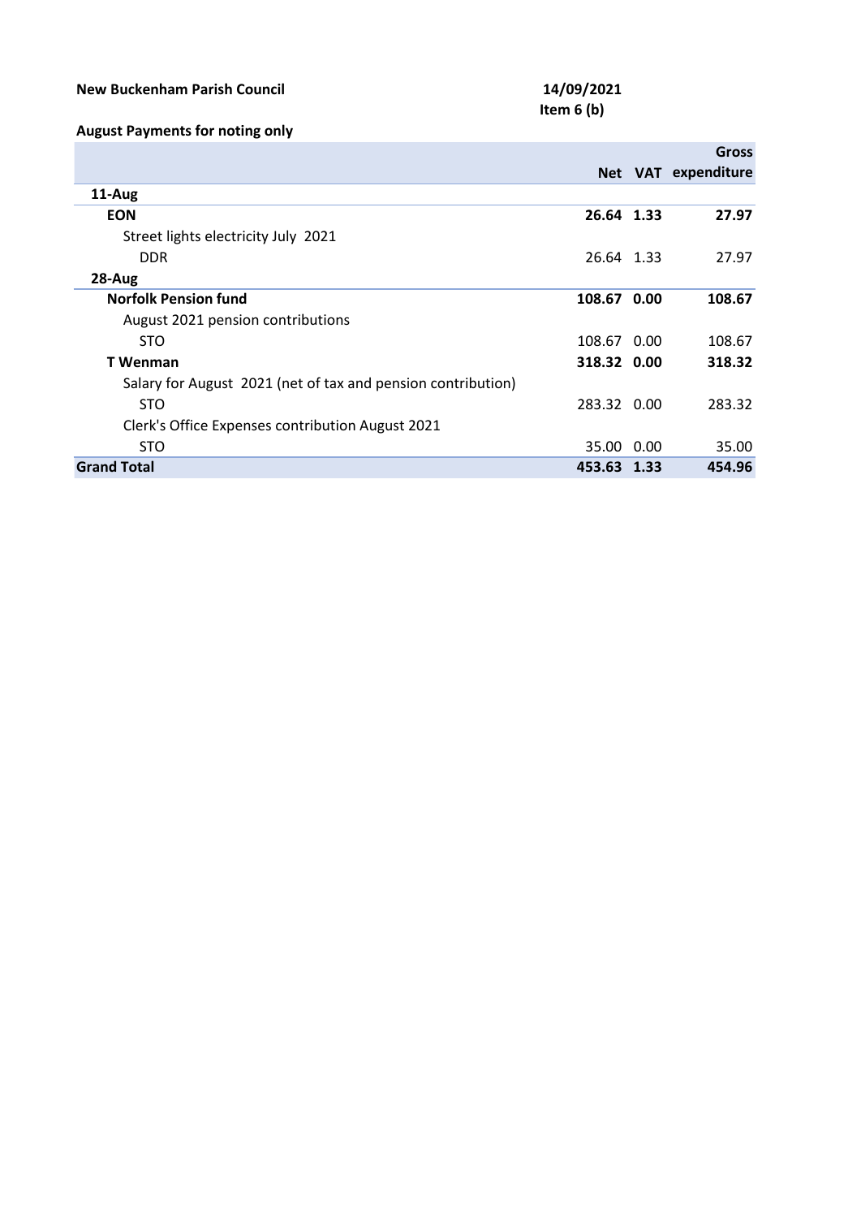**New Buckenham Parish Council** **14/09/2021**

**Item 6 (b)**

**August Payments for noting only**

| | Net | VAT | Gross expenditure |
|---|---|---|---|
| **11-Aug** | | | |
| **EON** | **26.64** | **1.33** | **27.97** |
| Street lights electricity July 2021 | | | |
| DDR | 26.64 | 1.33 | 27.97 |
| **28-Aug** | | | |
| **Norfolk Pension fund** | **108.67** | **0.00** | **108.67** |
| August 2021 pension contributions | | | |
| STO | 108.67 | 0.00 | 108.67 |
| **T Wenman** | **318.32** | **0.00** | **318.32** |
| Salary for August 2021 (net of tax and pension contribution) | | | |
| STO | 283.32 | 0.00 | 283.32 |
| Clerk's Office Expenses contribution August 2021 | | | |
| STO | 35.00 | 0.00 | 35.00 |
| **Grand Total** | **453.63** | **1.33** | **454.96** |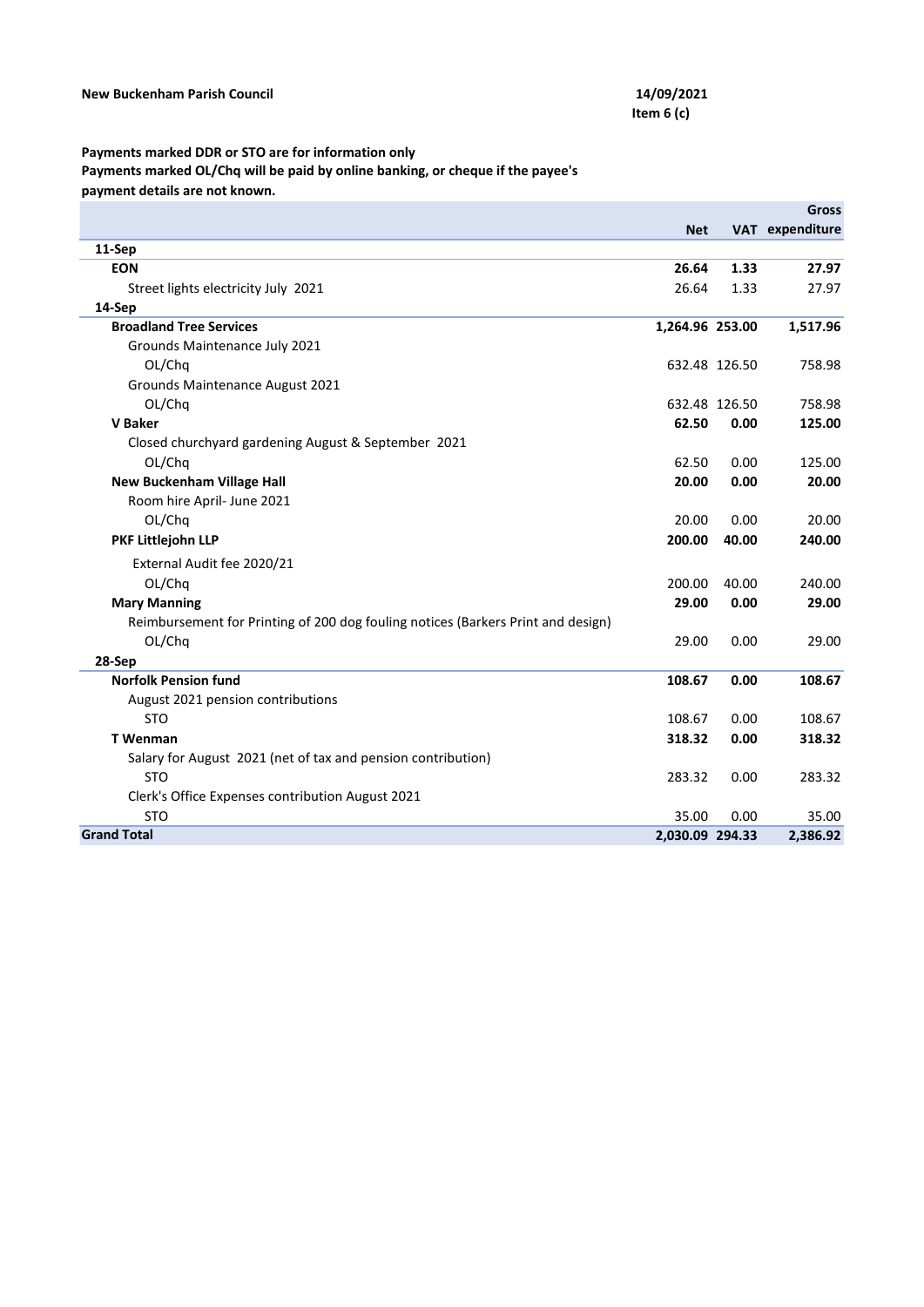**New Buckenham Parish Council** **14/09/2021**

**Item 6 (c)**

**Payments marked DDR or STO are for information only**
**Payments marked OL/Chq will be paid by online banking, or cheque if the payee's payment details are not known.**

| | Net | VAT | Gross expenditure |
|---|---|---|---|
| **11-Sep** | | | |
| **EON** | **26.64** | **1.33** | **27.97** |
| Street lights electricity July 2021 | 26.64 | 1.33 | 27.97 |
| **14-Sep** | | | |
| **Broadland Tree Services** | **1,264.96** | **253.00** | **1,517.96** |
| Grounds Maintenance July 2021 | | | |
| OL/Chq | 632.48 | 126.50 | 758.98 |
| Grounds Maintenance August 2021 | | | |
| OL/Chq | 632.48 | 126.50 | 758.98 |
| **V Baker** | **62.50** | **0.00** | **125.00** |
| Closed churchyard gardening August & September 2021 | | | |
| OL/Chq | 62.50 | 0.00 | 125.00 |
| **New Buckenham Village Hall** | **20.00** | **0.00** | **20.00** |
| Room hire April- June 2021 | | | |
| OL/Chq | 20.00 | 0.00 | 20.00 |
| **PKF Littlejohn LLP** | **200.00** | **40.00** | **240.00** |
| External Audit fee 2020/21 | | | |
| OL/Chq | 200.00 | 40.00 | 240.00 |
| **Mary Manning** | **29.00** | **0.00** | **29.00** |
| Reimbursement for Printing of 200 dog fouling notices (Barkers Print and design) | | | |
| OL/Chq | 29.00 | 0.00 | 29.00 |
| **28-Sep** | | | |
| **Norfolk Pension fund** | **108.67** | **0.00** | **108.67** |
| August 2021 pension contributions | | | |
| STO | 108.67 | 0.00 | 108.67 |
| **T Wenman** | **318.32** | **0.00** | **318.32** |
| Salary for August 2021 (net of tax and pension contribution) | | | |
| STO | 283.32 | 0.00 | 283.32 |
| Clerk's Office Expenses contribution August 2021 | | | |
| STO | 35.00 | 0.00 | 35.00 |
| **Grand Total** | **2,030.09** | **294.33** | **2,386.92** |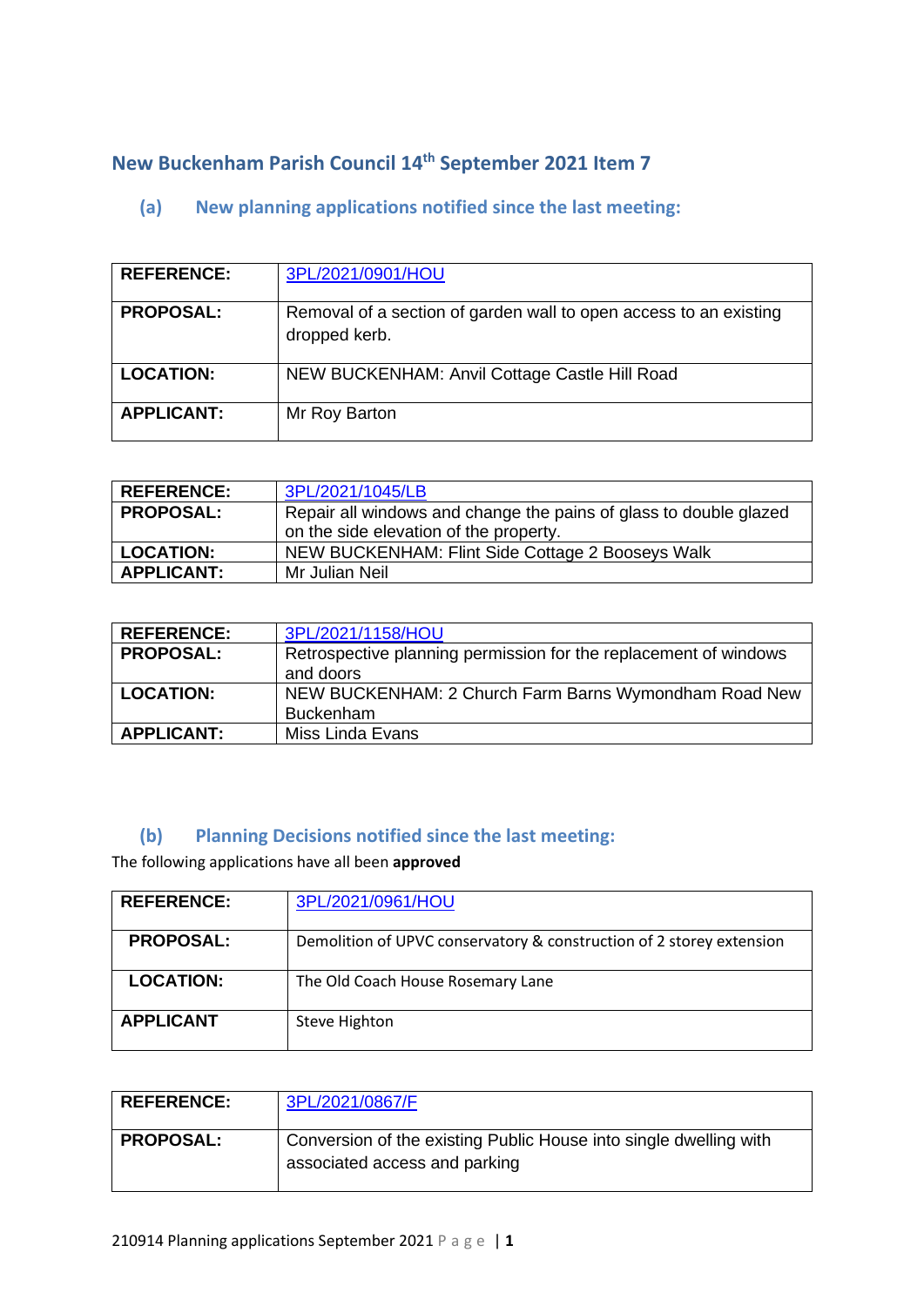## New Buckenham Parish Council 14th September 2021 Item 7

### (a) New planning applications notified since the last meeting:

| REFERENCE: | 3PL/2021/0901/HOU |
|---|---|
| PROPOSAL: | Removal of a section of garden wall to open access to an existing dropped kerb. |
| LOCATION: | NEW BUCKENHAM: Anvil Cottage Castle Hill Road |
| APPLICANT: | Mr Roy Barton |

| REFERENCE: | 3PL/2021/1045/LB |
|---|---|
| PROPOSAL: | Repair all windows and change the pains of glass to double glazed on the side elevation of the property. |
| LOCATION: | NEW BUCKENHAM: Flint Side Cottage 2 Booseys Walk |
| APPLICANT: | Mr Julian Neil |

| REFERENCE: | 3PL/2021/1158/HOU |
|---|---|
| PROPOSAL: | Retrospective planning permission for the replacement of windows and doors |
| LOCATION: | NEW BUCKENHAM: 2 Church Farm Barns Wymondham Road New Buckenham |
| APPLICANT: | Miss Linda Evans |

### (b) Planning Decisions notified since the last meeting:

The following applications have all been **approved**

| REFERENCE: | 3PL/2021/0961/HOU |
|---|---|
| PROPOSAL: | Demolition of UPVC conservatory & construction of 2 storey extension |
| LOCATION: | The Old Coach House Rosemary Lane |
| APPLICANT | Steve Highton |

| REFERENCE: | 3PL/2021/0867/F |
|---|---|
| PROPOSAL: | Conversion of the existing Public House into single dwelling with associated access and parking |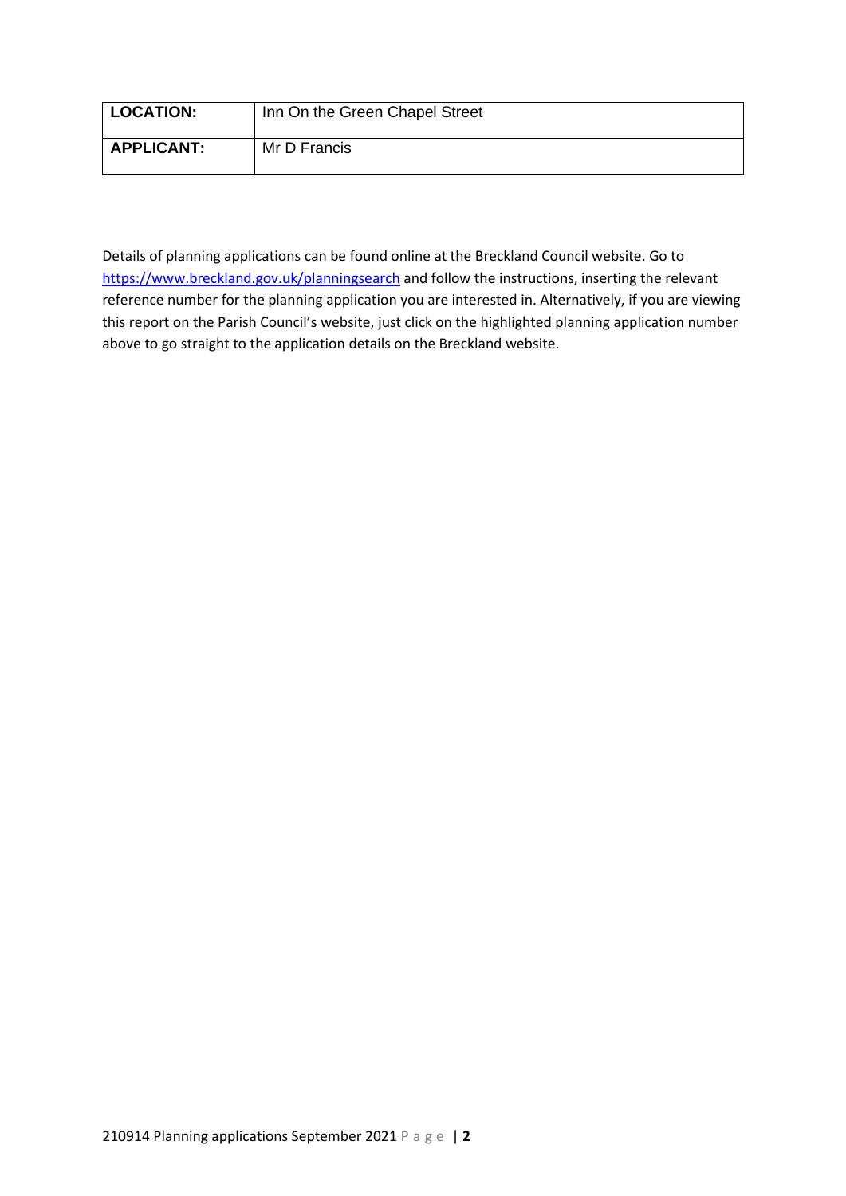| **LOCATION:** | Inn On the Green Chapel Street |
| --- | --- |
| **APPLICANT:** | Mr D Francis |

Details of planning applications can be found online at the Breckland Council website. Go to [https://www.breckland.gov.uk/planningsearch](https://www.breckland.gov.uk/planningsearch) and follow the instructions, inserting the relevant reference number for the planning application you are interested in. Alternatively, if you are viewing this report on the Parish Council's website, just click on the highlighted planning application number above to go straight to the application details on the Breckland website.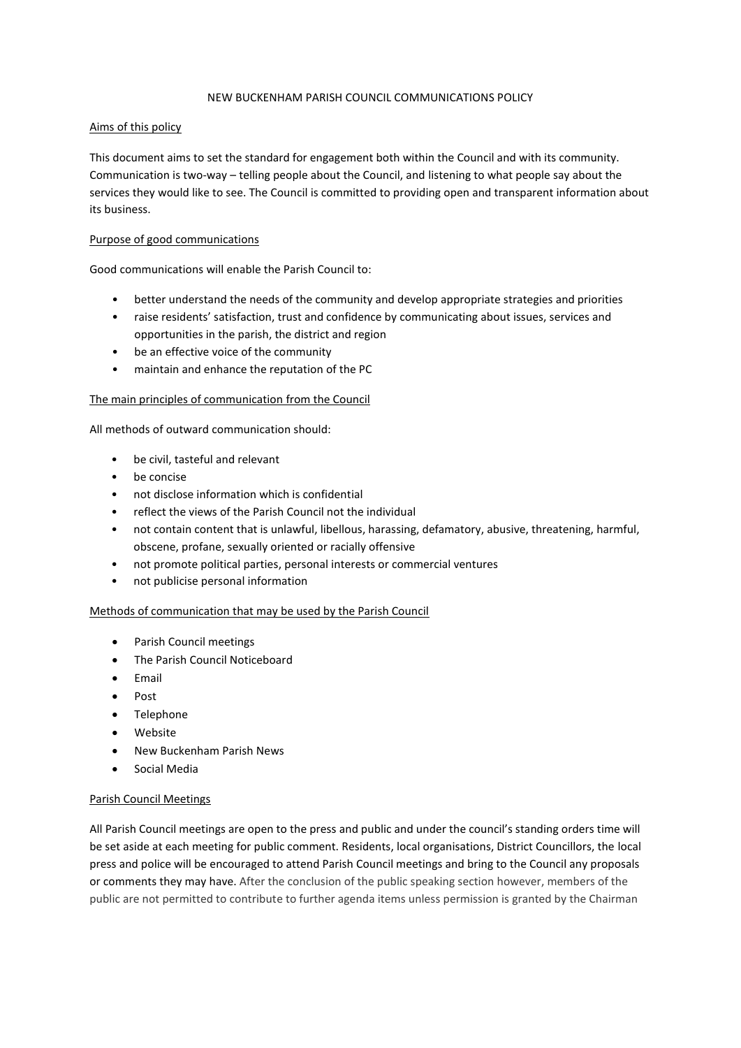NEW BUCKENHAM PARISH COUNCIL COMMUNICATIONS POLICY

## Aims of this policy

This document aims to set the standard for engagement both within the Council and with its community. Communication is two-way – telling people about the Council, and listening to what people say about the services they would like to see. The Council is committed to providing open and transparent information about its business.

## Purpose of good communications

Good communications will enable the Parish Council to:

- better understand the needs of the community and develop appropriate strategies and priorities
- raise residents' satisfaction, trust and confidence by communicating about issues, services and opportunities in the parish, the district and region
- be an effective voice of the community
- maintain and enhance the reputation of the PC

## The main principles of communication from the Council

All methods of outward communication should:

- be civil, tasteful and relevant
- be concise
- not disclose information which is confidential
- reflect the views of the Parish Council not the individual
- not contain content that is unlawful, libellous, harassing, defamatory, abusive, threatening, harmful, obscene, profane, sexually oriented or racially offensive
- not promote political parties, personal interests or commercial ventures
- not publicise personal information

## Methods of communication that may be used by the Parish Council

- Parish Council meetings
- The Parish Council Noticeboard
- Email
- Post
- Telephone
- Website
- New Buckenham Parish News
- Social Media

## Parish Council Meetings

All Parish Council meetings are open to the press and public and under the council's standing orders time will be set aside at each meeting for public comment. Residents, local organisations, District Councillors, the local press and police will be encouraged to attend Parish Council meetings and bring to the Council any proposals or comments they may have. After the conclusion of the public speaking section however, members of the public are not permitted to contribute to further agenda items unless permission is granted by the Chairman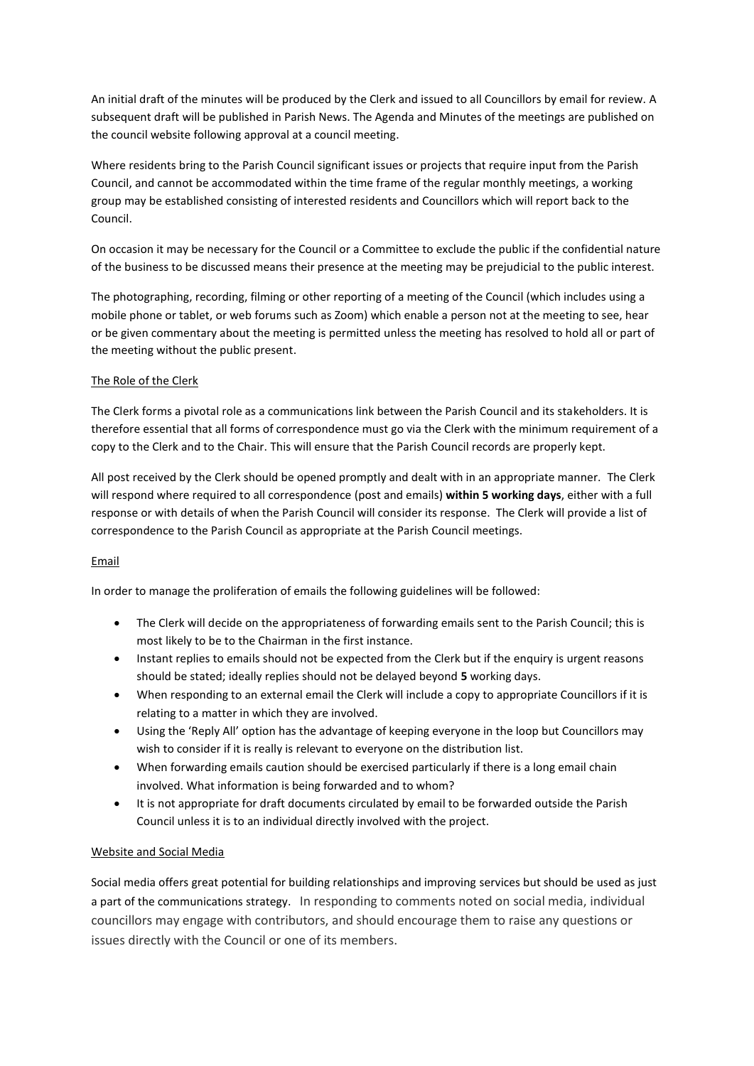An initial draft of the minutes will be produced by the Clerk and issued to all Councillors by email for review. A subsequent draft will be published in Parish News. The Agenda and Minutes of the meetings are published on the council website following approval at a council meeting.

Where residents bring to the Parish Council significant issues or projects that require input from the Parish Council, and cannot be accommodated within the time frame of the regular monthly meetings, a working group may be established consisting of interested residents and Councillors which will report back to the Council.

On occasion it may be necessary for the Council or a Committee to exclude the public if the confidential nature of the business to be discussed means their presence at the meeting may be prejudicial to the public interest.

The photographing, recording, filming or other reporting of a meeting of the Council (which includes using a mobile phone or tablet, or web forums such as Zoom) which enable a person not at the meeting to see, hear or be given commentary about the meeting is permitted unless the meeting has resolved to hold all or part of the meeting without the public present.

## The Role of the Clerk

The Clerk forms a pivotal role as a communications link between the Parish Council and its stakeholders. It is therefore essential that all forms of correspondence must go via the Clerk with the minimum requirement of a copy to the Clerk and to the Chair. This will ensure that the Parish Council records are properly kept.

All post received by the Clerk should be opened promptly and dealt with in an appropriate manner. The Clerk will respond where required to all correspondence (post and emails) **within 5 working days**, either with a full response or with details of when the Parish Council will consider its response. The Clerk will provide a list of correspondence to the Parish Council as appropriate at the Parish Council meetings.

## Email

In order to manage the proliferation of emails the following guidelines will be followed:

- The Clerk will decide on the appropriateness of forwarding emails sent to the Parish Council; this is most likely to be to the Chairman in the first instance.
- Instant replies to emails should not be expected from the Clerk but if the enquiry is urgent reasons should be stated; ideally replies should not be delayed beyond **5** working days.
- When responding to an external email the Clerk will include a copy to appropriate Councillors if it is relating to a matter in which they are involved.
- Using the 'Reply All' option has the advantage of keeping everyone in the loop but Councillors may wish to consider if it is really is relevant to everyone on the distribution list.
- When forwarding emails caution should be exercised particularly if there is a long email chain involved. What information is being forwarded and to whom?
- It is not appropriate for draft documents circulated by email to be forwarded outside the Parish Council unless it is to an individual directly involved with the project.

## Website and Social Media

Social media offers great potential for building relationships and improving services but should be used as just a part of the communications strategy. In responding to comments noted on social media, individual councillors may engage with contributors, and should encourage them to raise any questions or issues directly with the Council or one of its members.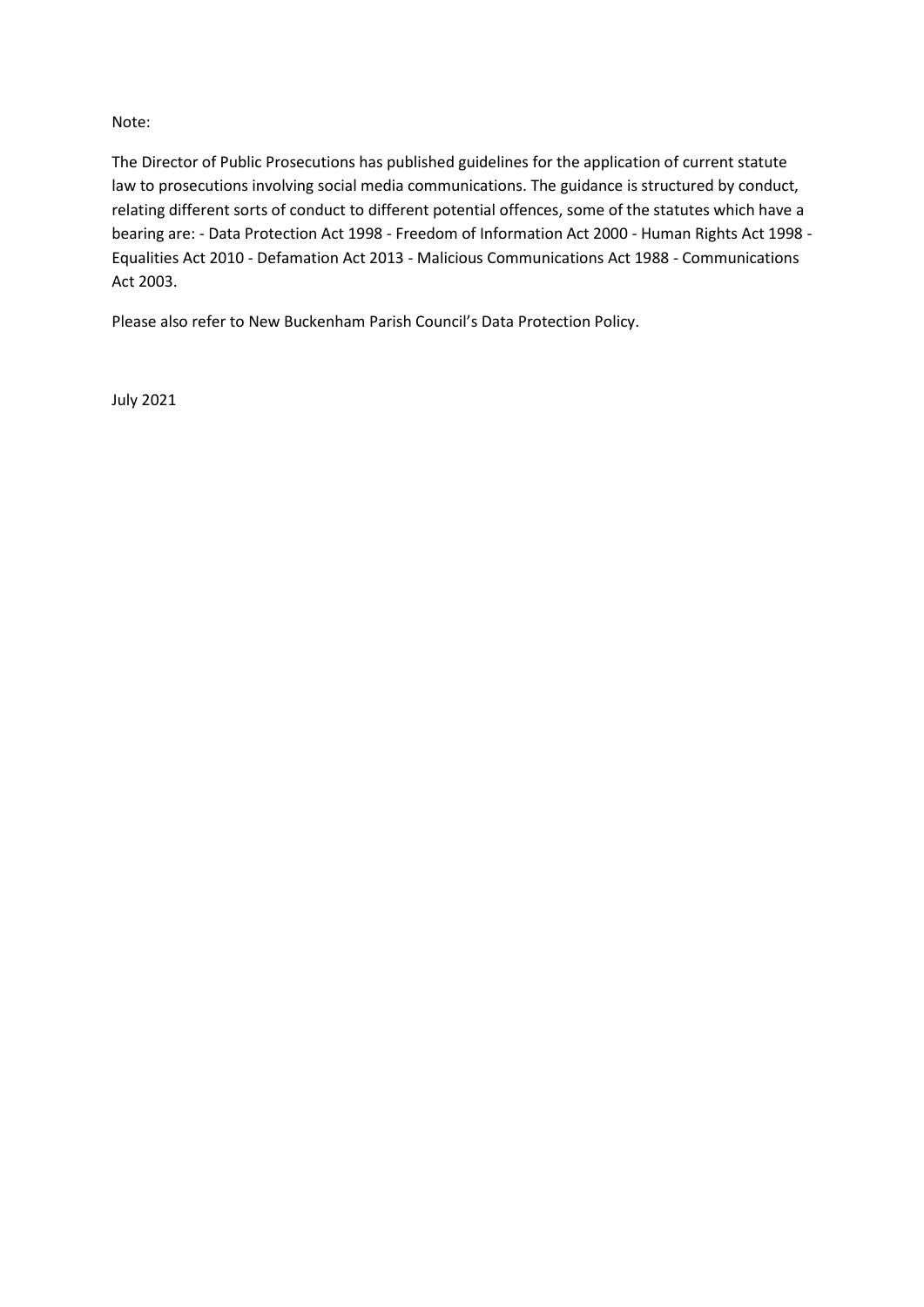Note:

The Director of Public Prosecutions has published guidelines for the application of current statute law to prosecutions involving social media communications. The guidance is structured by conduct, relating different sorts of conduct to different potential offences, some of the statutes which have a bearing are: - Data Protection Act 1998 - Freedom of Information Act 2000 - Human Rights Act 1998 - Equalities Act 2010 - Defamation Act 2013 - Malicious Communications Act 1988 - Communications Act 2003.

Please also refer to New Buckenham Parish Council's Data Protection Policy.

July 2021